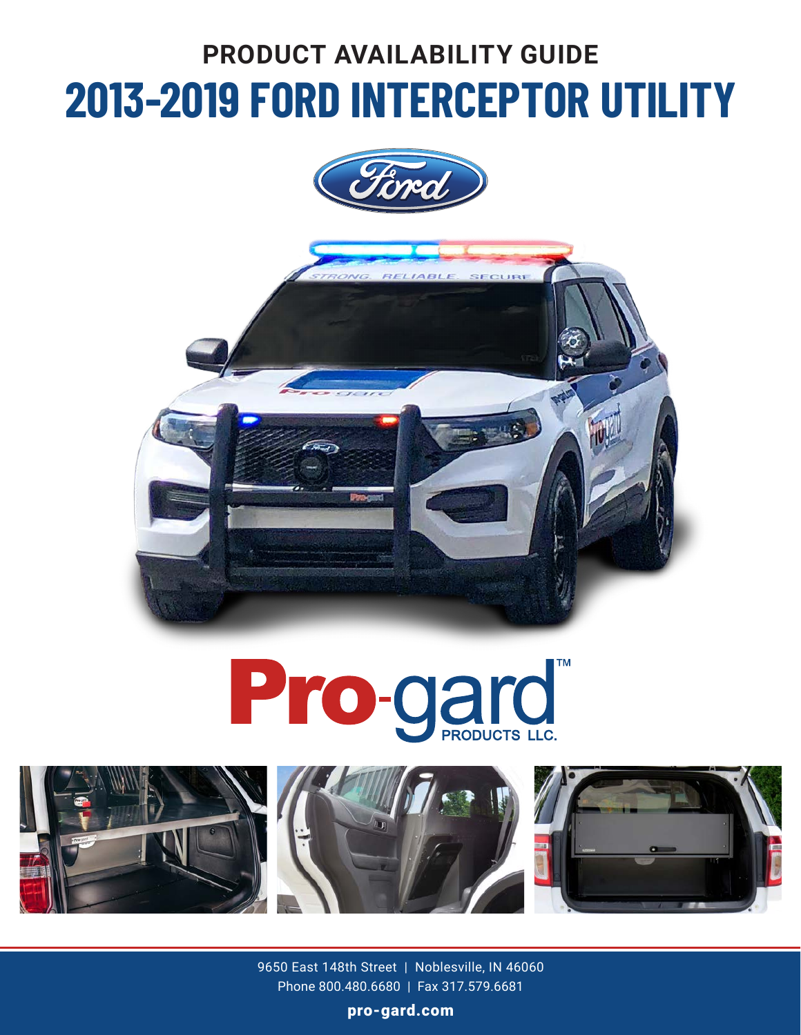## PRODUCT AVAILABILITY GUIDE

# 2013-2019 FORD INTERCEPTOR UTILITY

Pro-gard™ PRODUCTS LLC.

9650 East 148th Street | Noblesville, IN 46060
Phone 800.480.6680 | Fax 317.579.6681

**pro-gard.com**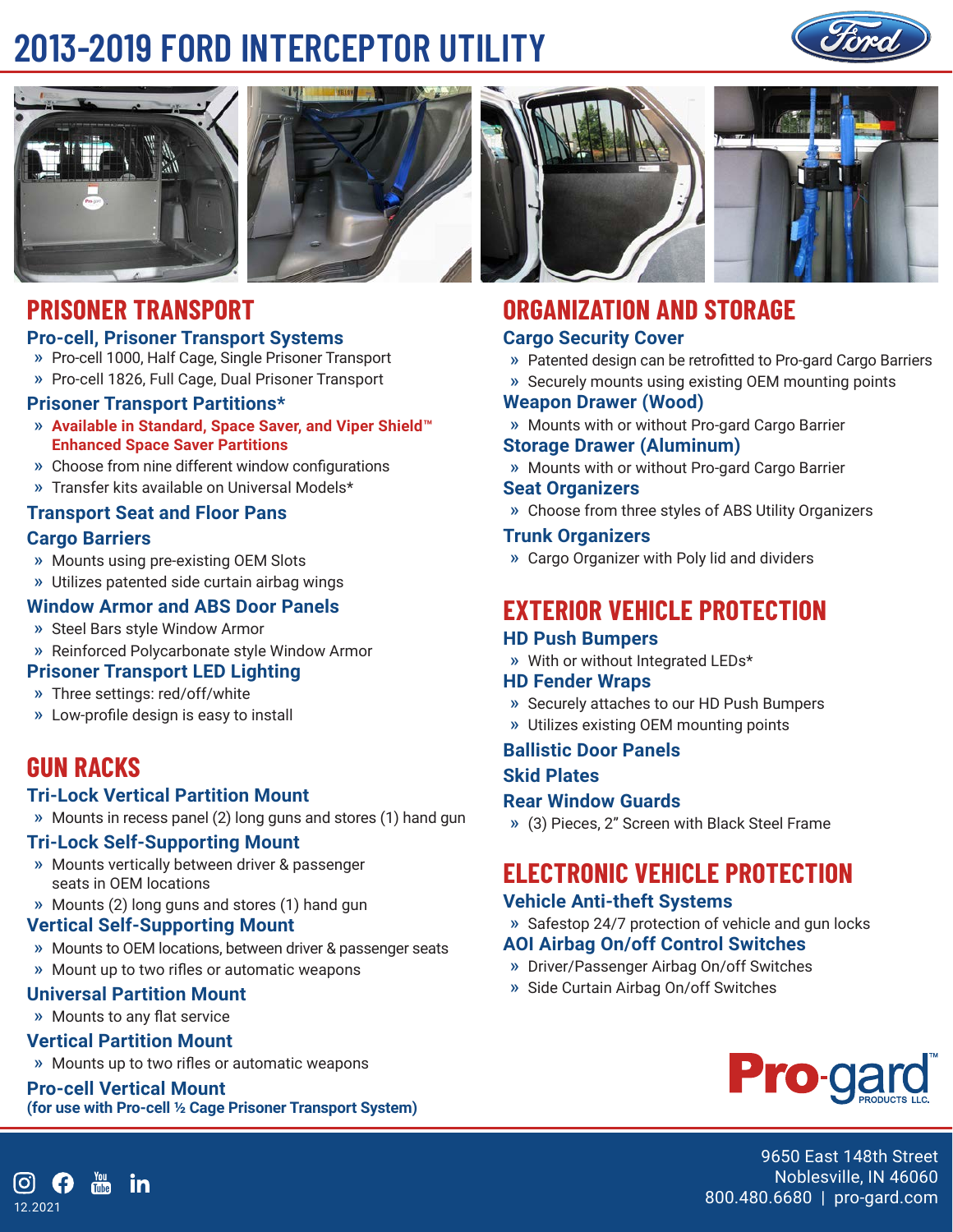# 2013-2019 FORD INTERCEPTOR UTILITY

## PRISONER TRANSPORT

### Pro-cell, Prisoner Transport Systems

- Pro-cell 1000, Half Cage, Single Prisoner Transport
- Pro-cell 1826, Full Cage, Dual Prisoner Transport

### Prisoner Transport Partitions*

- **Available in Standard, Space Saver, and Viper Shield™ Enhanced Space Saver Partitions**
- Choose from nine different window configurations
- Transfer kits available on Universal Models*

### Transport Seat and Floor Pans

### Cargo Barriers

- Mounts using pre-existing OEM Slots
- Utilizes patented side curtain airbag wings

### Window Armor and ABS Door Panels

- Steel Bars style Window Armor
- Reinforced Polycarbonate style Window Armor

### Prisoner Transport LED Lighting

- Three settings: red/off/white
- Low-profile design is easy to install

## GUN RACKS

### Tri-Lock Vertical Partition Mount

- Mounts in recess panel (2) long guns and stores (1) hand gun

### Tri-Lock Self-Supporting Mount

- Mounts vertically between driver & passenger seats in OEM locations
- Mounts (2) long guns and stores (1) hand gun

### Vertical Self-Supporting Mount

- Mounts to OEM locations, between driver & passenger seats
- Mount up to two rifles or automatic weapons

### Universal Partition Mount

- Mounts to any flat service

### Vertical Partition Mount

- Mounts up to two rifles or automatic weapons

### Pro-cell Vertical Mount

**(for use with Pro-cell ½ Cage Prisoner Transport System)**

## ORGANIZATION AND STORAGE

### Cargo Security Cover

- Patented design can be retrofitted to Pro-gard Cargo Barriers
- Securely mounts using existing OEM mounting points

### Weapon Drawer (Wood)

- Mounts with or without Pro-gard Cargo Barrier

### Storage Drawer (Aluminum)

- Mounts with or without Pro-gard Cargo Barrier

### Seat Organizers

- Choose from three styles of ABS Utility Organizers

### Trunk Organizers

- Cargo Organizer with Poly lid and dividers

## EXTERIOR VEHICLE PROTECTION

### HD Push Bumpers

- With or without Integrated LEDs*

### HD Fender Wraps

- Securely attaches to our HD Push Bumpers
- Utilizes existing OEM mounting points

### Ballistic Door Panels

### Skid Plates

### Rear Window Guards

- (3) Pieces, 2" Screen with Black Steel Frame

## ELECTRONIC VEHICLE PROTECTION

### Vehicle Anti-theft Systems

- Safestop 24/7 protection of vehicle and gun locks

### AOI Airbag On/off Control Switches

- Driver/Passenger Airbag On/off Switches
- Side Curtain Airbag On/off Switches

Pro-gard™ PRODUCTS LLC.

12.2021

9650 East 148th Street
Noblesville, IN 46060
800.480.6680 | pro-gard.com